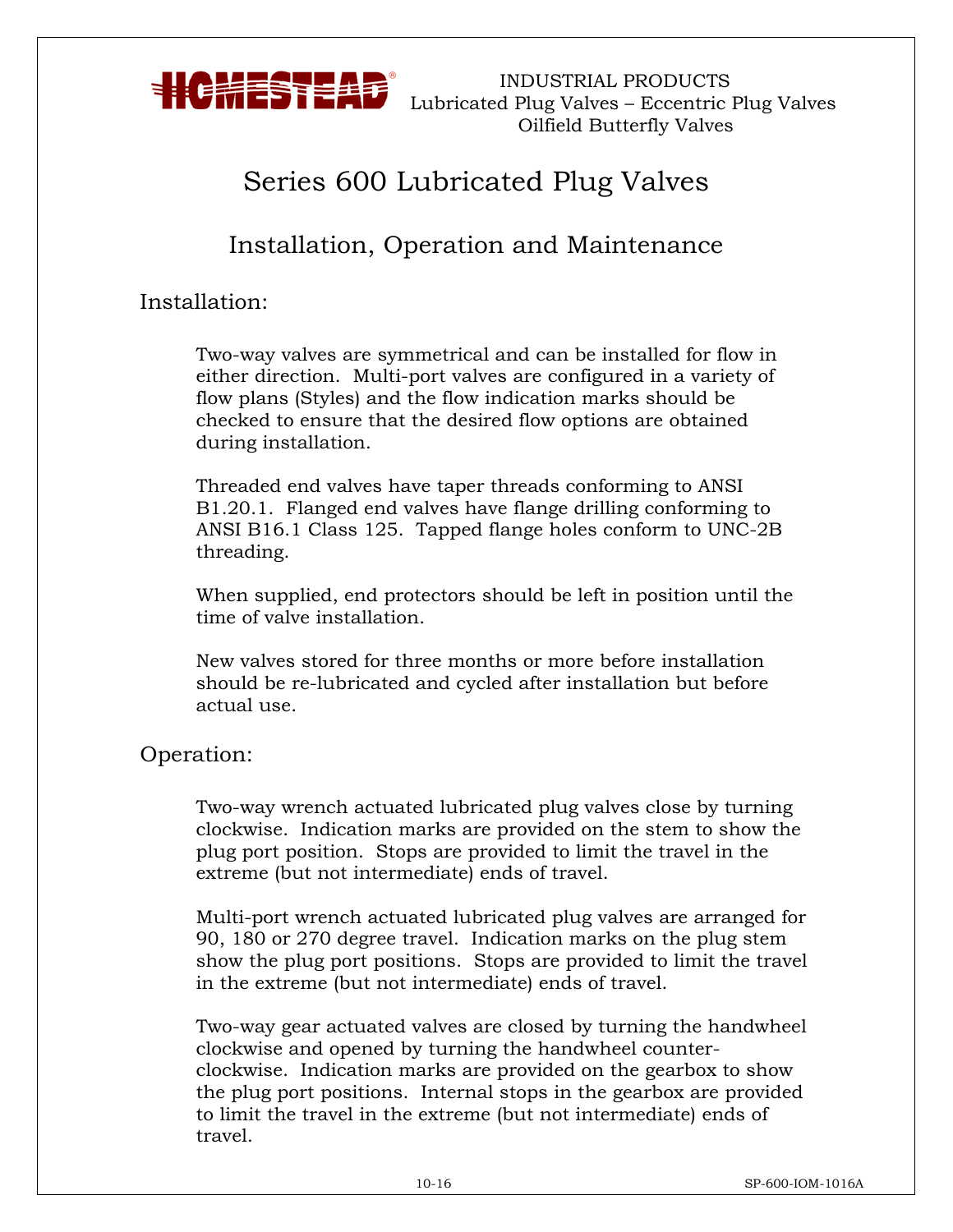HOMESTEAD®

INDUSTRIAL PRODUCTS
Lubricated Plug Valves – Eccentric Plug Valves
Oilfield Butterfly Valves

# Series 600 Lubricated Plug Valves

## Installation, Operation and Maintenance

### Installation:

Two-way valves are symmetrical and can be installed for flow in either direction. Multi-port valves are configured in a variety of flow plans (Styles) and the flow indication marks should be checked to ensure that the desired flow options are obtained during installation.

Threaded end valves have taper threads conforming to ANSI B1.20.1. Flanged end valves have flange drilling conforming to ANSI B16.1 Class 125. Tapped flange holes conform to UNC-2B threading.

When supplied, end protectors should be left in position until the time of valve installation.

New valves stored for three months or more before installation should be re-lubricated and cycled after installation but before actual use.

### Operation:

Two-way wrench actuated lubricated plug valves close by turning clockwise. Indication marks are provided on the stem to show the plug port position. Stops are provided to limit the travel in the extreme (but not intermediate) ends of travel.

Multi-port wrench actuated lubricated plug valves are arranged for 90, 180 or 270 degree travel. Indication marks on the plug stem show the plug port positions. Stops are provided to limit the travel in the extreme (but not intermediate) ends of travel.

Two-way gear actuated valves are closed by turning the handwheel clockwise and opened by turning the handwheel counter-clockwise. Indication marks are provided on the gearbox to show the plug port positions. Internal stops in the gearbox are provided to limit the travel in the extreme (but not intermediate) ends of travel.

10-16 SP-600-IOM-1016A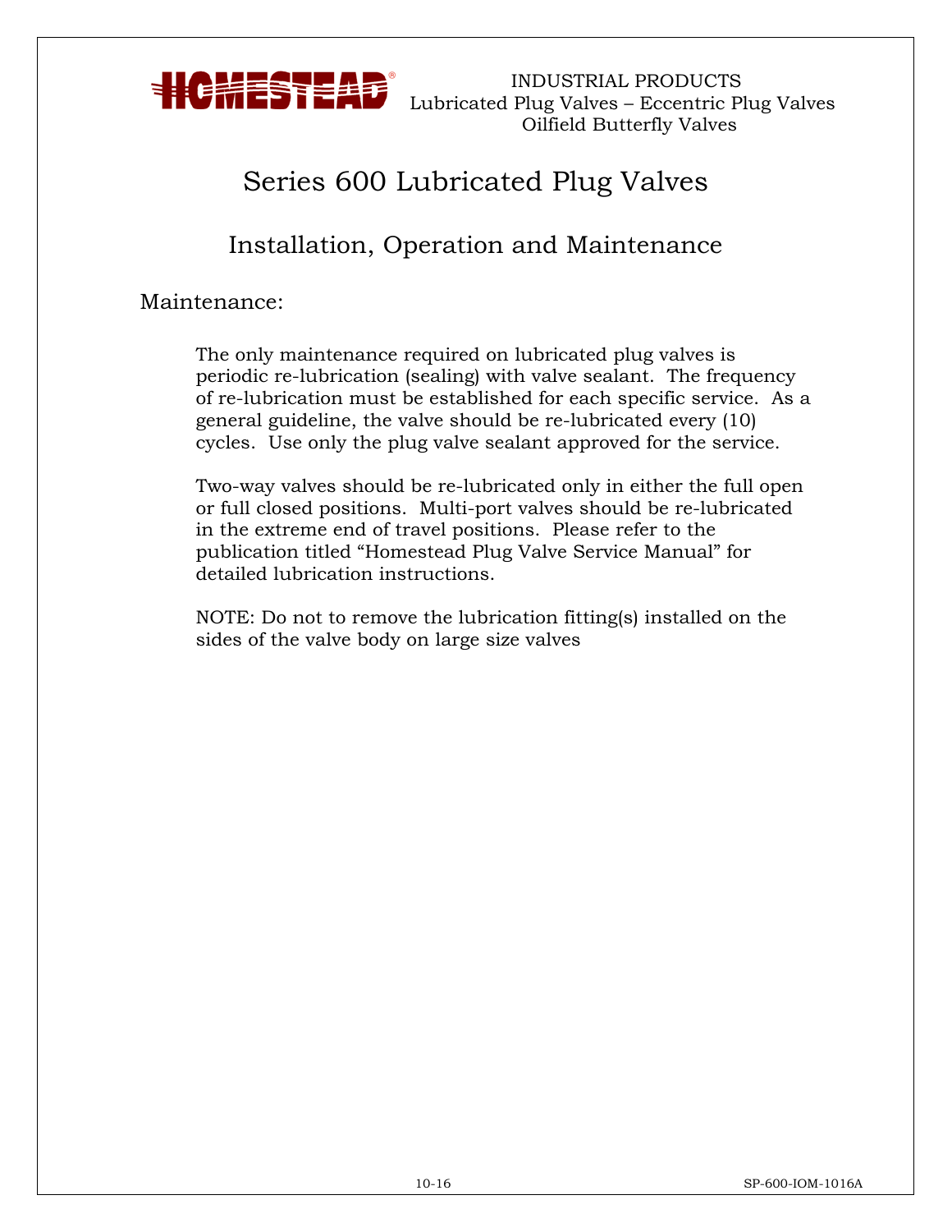HOMESTEAD®

INDUSTRIAL PRODUCTS
Lubricated Plug Valves – Eccentric Plug Valves
Oilfield Butterfly Valves

# Series 600 Lubricated Plug Valves

## Installation, Operation and Maintenance

### Maintenance:

The only maintenance required on lubricated plug valves is periodic re-lubrication (sealing) with valve sealant. The frequency of re-lubrication must be established for each specific service. As a general guideline, the valve should be re-lubricated every (10) cycles. Use only the plug valve sealant approved for the service.

Two-way valves should be re-lubricated only in either the full open or full closed positions. Multi-port valves should be re-lubricated in the extreme end of travel positions. Please refer to the publication titled "Homestead Plug Valve Service Manual" for detailed lubrication instructions.

NOTE: Do not to remove the lubrication fitting(s) installed on the sides of the valve body on large size valves

10-16 SP-600-IOM-1016A